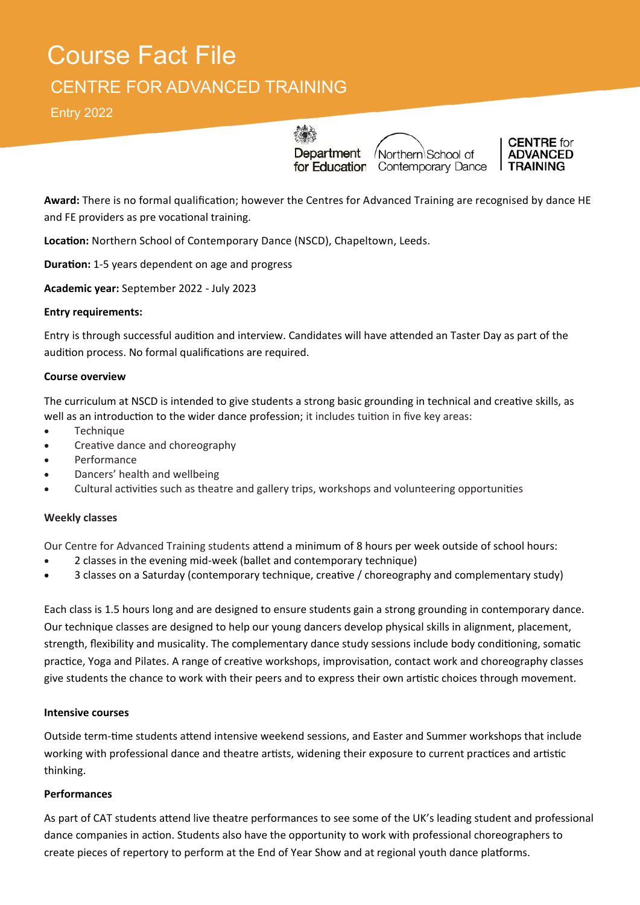# Course Fact File

## CENTRE FOR ADVANCED TRAINING

Entry 2022

Department for Education | Northern School of Contemporary Dance | CENTRE for ADVANCED TRAINING

**Award:** There is no formal qualification; however the Centres for Advanced Training are recognised by dance HE and FE providers as pre vocational training.

**Location:** Northern School of Contemporary Dance (NSCD), Chapeltown, Leeds.

**Duration:** 1-5 years dependent on age and progress

**Academic year:** September 2022 - July 2023

**Entry requirements:**

Entry is through successful audition and interview. Candidates will have attended an Taster Day as part of the audition process. No formal qualifications are required.

**Course overview**

The curriculum at NSCD is intended to give students a strong basic grounding in technical and creative skills, as well as an introduction to the wider dance profession; it includes tuition in five key areas:

- Technique
- Creative dance and choreography
- Performance
- Dancers' health and wellbeing
- Cultural activities such as theatre and gallery trips, workshops and volunteering opportunities

**Weekly classes**

Our Centre for Advanced Training students attend a minimum of 8 hours per week outside of school hours:

- 2 classes in the evening mid-week (ballet and contemporary technique)
- 3 classes on a Saturday (contemporary technique, creative / choreography and complementary study)

Each class is 1.5 hours long and are designed to ensure students gain a strong grounding in contemporary dance. Our technique classes are designed to help our young dancers develop physical skills in alignment, placement, strength, flexibility and musicality. The complementary dance study sessions include body conditioning, somatic practice, Yoga and Pilates. A range of creative workshops, improvisation, contact work and choreography classes give students the chance to work with their peers and to express their own artistic choices through movement.

**Intensive courses**

Outside term-time students attend intensive weekend sessions, and Easter and Summer workshops that include working with professional dance and theatre artists, widening their exposure to current practices and artistic thinking.

**Performances**

As part of CAT students attend live theatre performances to see some of the UK's leading student and professional dance companies in action. Students also have the opportunity to work with professional choreographers to create pieces of repertory to perform at the End of Year Show and at regional youth dance platforms.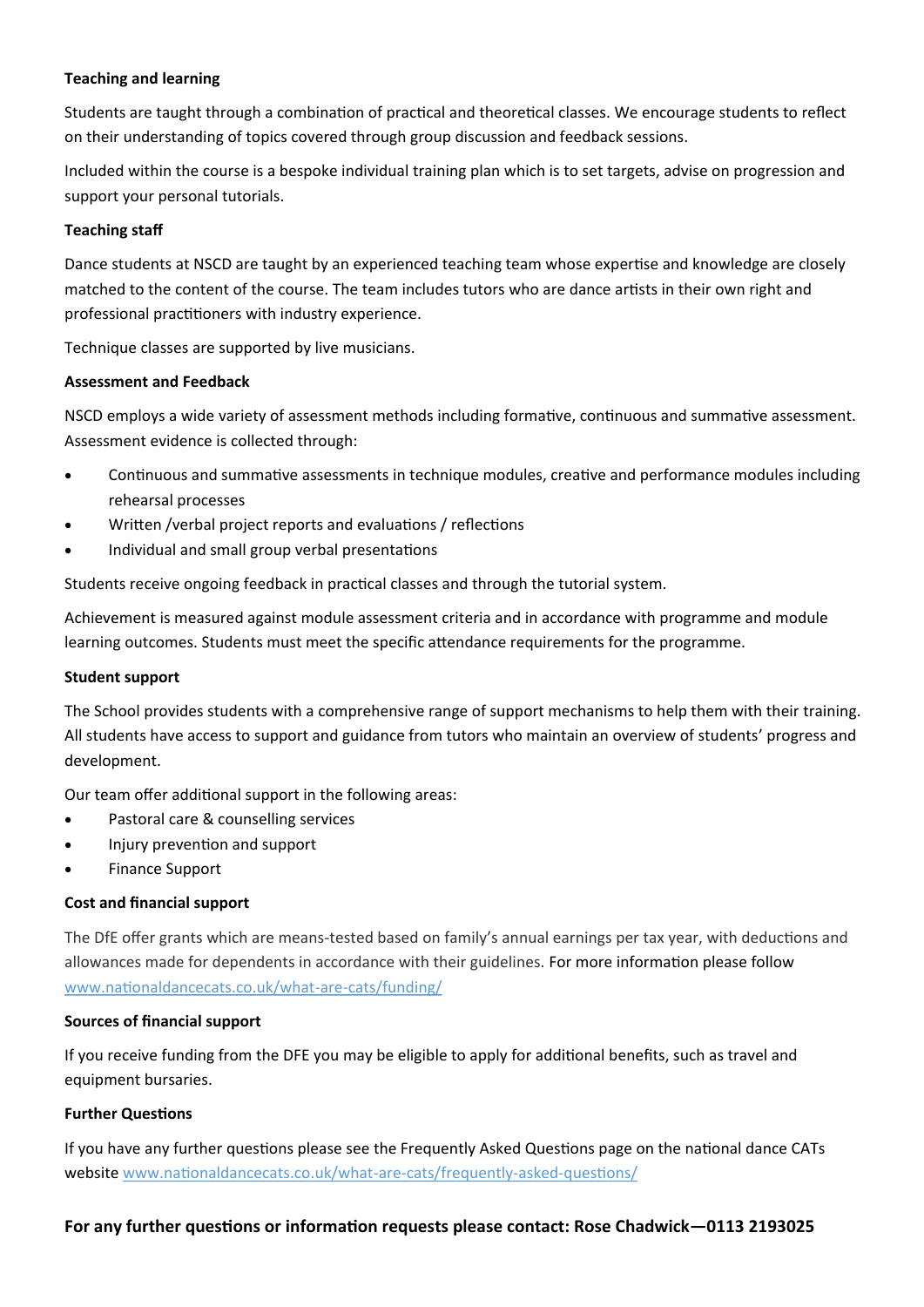**Teaching and learning**

Students are taught through a combination of practical and theoretical classes. We encourage students to reflect on their understanding of topics covered through group discussion and feedback sessions.

Included within the course is a bespoke individual training plan which is to set targets, advise on progression and support your personal tutorials.

**Teaching staff**

Dance students at NSCD are taught by an experienced teaching team whose expertise and knowledge are closely matched to the content of the course. The team includes tutors who are dance artists in their own right and professional practitioners with industry experience.

Technique classes are supported by live musicians.

**Assessment and Feedback**

NSCD employs a wide variety of assessment methods including formative, continuous and summative assessment. Assessment evidence is collected through:

- Continuous and summative assessments in technique modules, creative and performance modules including rehearsal processes
- Written /verbal project reports and evaluations / reflections
- Individual and small group verbal presentations

Students receive ongoing feedback in practical classes and through the tutorial system.

Achievement is measured against module assessment criteria and in accordance with programme and module learning outcomes. Students must meet the specific attendance requirements for the programme.

**Student support**

The School provides students with a comprehensive range of support mechanisms to help them with their training. All students have access to support and guidance from tutors who maintain an overview of students' progress and development.

Our team offer additional support in the following areas:

- Pastoral care & counselling services
- Injury prevention and support
- Finance Support

**Cost and financial support**

The DfE offer grants which are means-tested based on family's annual earnings per tax year, with deductions and allowances made for dependents in accordance with their guidelines. For more information please follow [www.nationaldancecats.co.uk/what-are-cats/funding/](http://www.nationaldancecats.co.uk/what-are-cats/funding/)

**Sources of financial support**

If you receive funding from the DFE you may be eligible to apply for additional benefits, such as travel and equipment bursaries.

**Further Questions**

If you have any further questions please see the Frequently Asked Questions page on the national dance CATs website [www.nationaldancecats.co.uk/what-are-cats/frequently-asked-questions/](http://www.nationaldancecats.co.uk/what-are-cats/frequently-asked-questions/)

**For any further questions or information requests please contact: Rose Chadwick—0113 2193025**